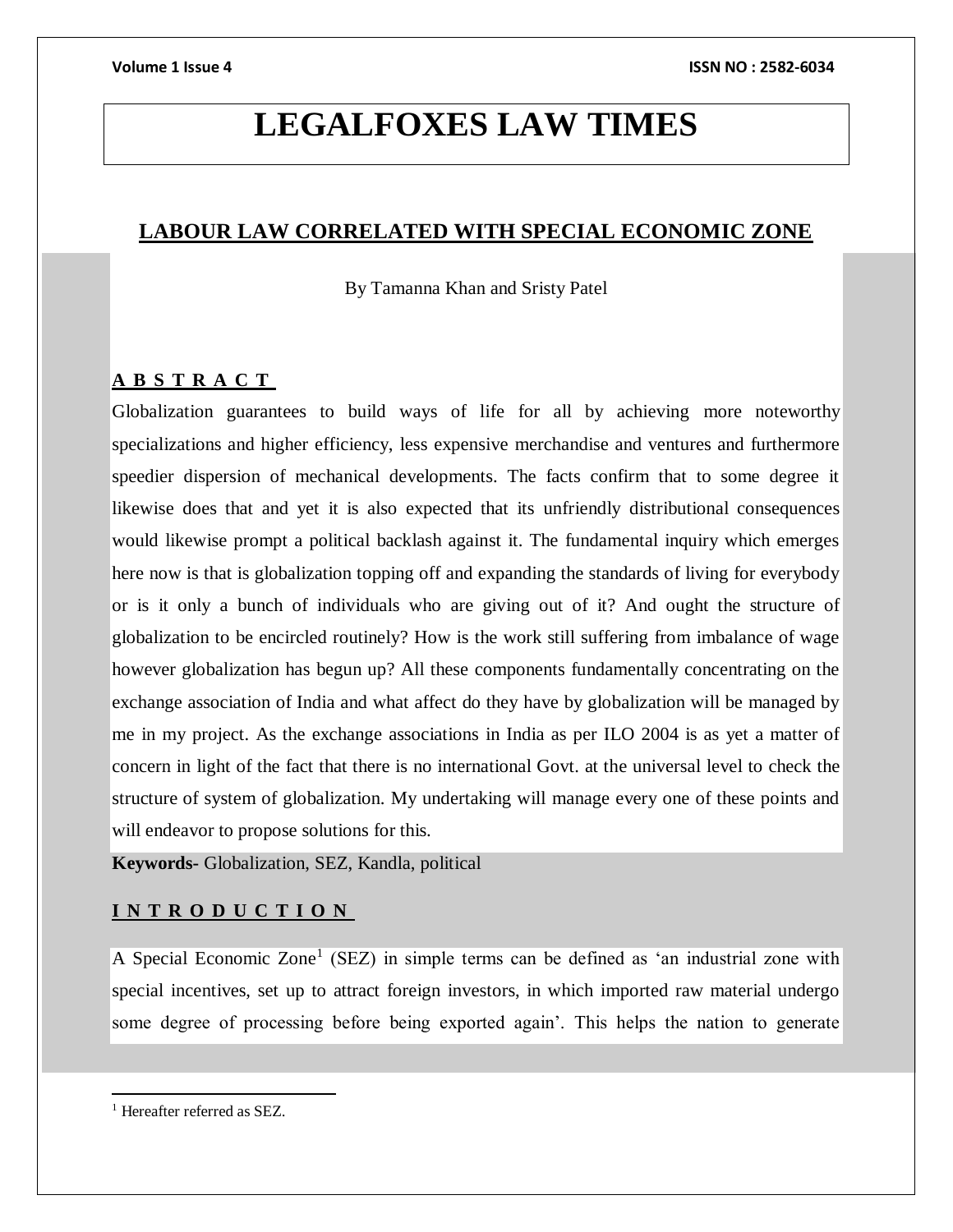# LEGALFOXES LAW TIMES

## LABOUR LAW CORRELATED WITH SPECIAL ECONOMIC ZONE

By Tamanna Khan and Sristy Patel

### A B S T R A C T

Globalization guarantees to build ways of life for all by achieving more noteworthy specializations and higher efficiency, less expensive merchandise and ventures and furthermore speedier dispersion of mechanical developments. The facts confirm that to some degree it likewise does that and yet it is also expected that its unfriendly distributional consequences would likewise prompt a political backlash against it. The fundamental inquiry which emerges here now is that is globalization topping off and expanding the standards of living for everybody or is it only a bunch of individuals who are giving out of it? And ought the structure of globalization to be encircled routinely? How is the work still suffering from imbalance of wage however globalization has begun up? All these components fundamentally concentrating on the exchange association of India and what affect do they have by globalization will be managed by me in my project. As the exchange associations in India as per ILO 2004 is as yet a matter of concern in light of the fact that there is no international Govt. at the universal level to check the structure of system of globalization. My undertaking will manage every one of these points and will endeavor to propose solutions for this.

**Keywords-** Globalization, SEZ, Kandla, political

### I N T R O D U C T I O N

A Special Economic Zone[1] (SEZ) in simple terms can be defined as 'an industrial zone with special incentives, set up to attract foreign investors, in which imported raw material undergo some degree of processing before being exported again'. This helps the nation to generate

[1] Hereafter referred as SEZ.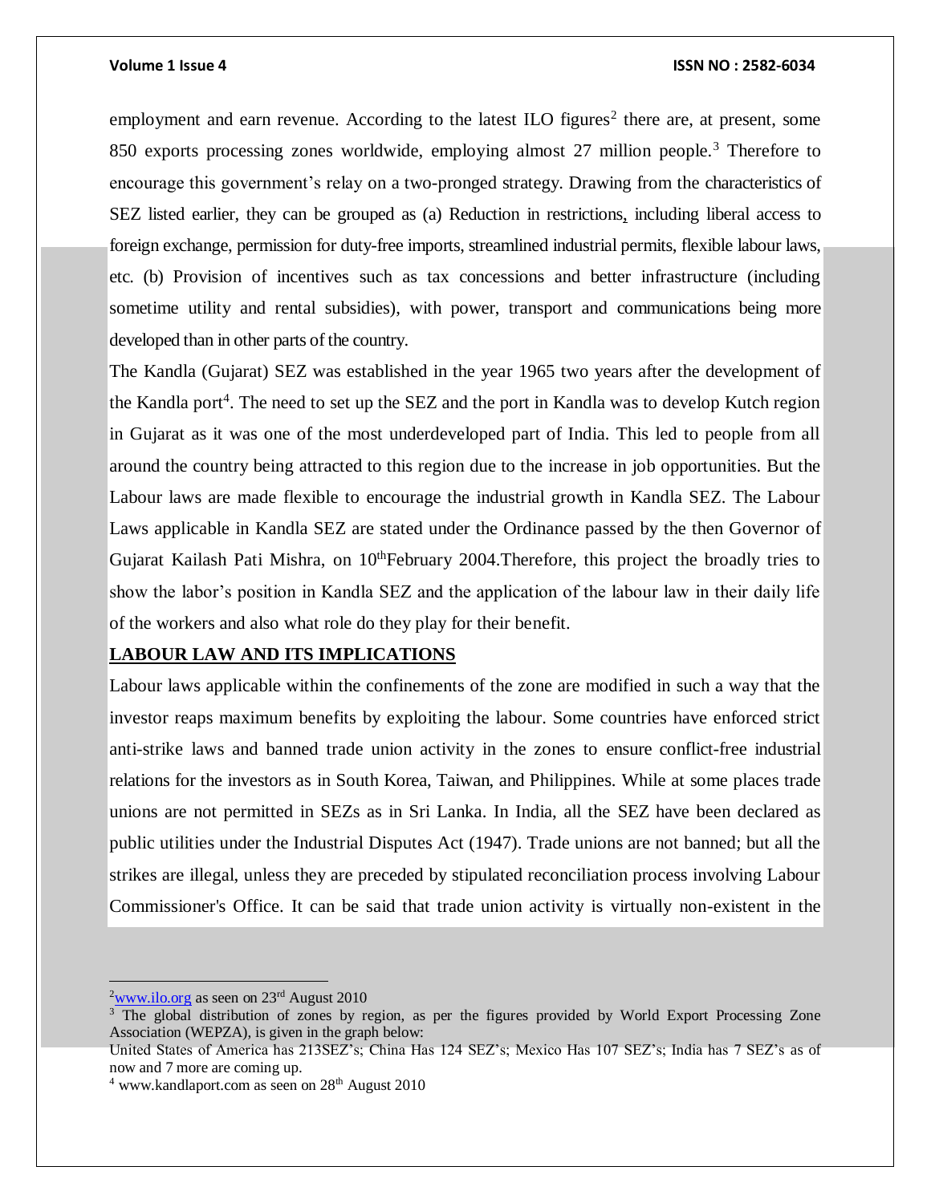employment and earn revenue. According to the latest ILO figures[2] there are, at present, some 850 exports processing zones worldwide, employing almost 27 million people.[3] Therefore to encourage this government's relay on a two-pronged strategy. Drawing from the characteristics of SEZ listed earlier, they can be grouped as (a) Reduction in restrictions, including liberal access to foreign exchange, permission for duty-free imports, streamlined industrial permits, flexible labour laws, etc. (b) Provision of incentives such as tax concessions and better infrastructure (including sometime utility and rental subsidies), with power, transport and communications being more developed than in other parts of the country.

The Kandla (Gujarat) SEZ was established in the year 1965 two years after the development of the Kandla port[4]. The need to set up the SEZ and the port in Kandla was to develop Kutch region in Gujarat as it was one of the most underdeveloped part of India. This led to people from all around the country being attracted to this region due to the increase in job opportunities. But the Labour laws are made flexible to encourage the industrial growth in Kandla SEZ. The Labour Laws applicable in Kandla SEZ are stated under the Ordinance passed by the then Governor of Gujarat Kailash Pati Mishra, on 10th February 2004.Therefore, this project the broadly tries to show the labor's position in Kandla SEZ and the application of the labour law in their daily life of the workers and also what role do they play for their benefit.

## LABOUR LAW AND ITS IMPLICATIONS

Labour laws applicable within the confinements of the zone are modified in such a way that the investor reaps maximum benefits by exploiting the labour. Some countries have enforced strict anti-strike laws and banned trade union activity in the zones to ensure conflict-free industrial relations for the investors as in South Korea, Taiwan, and Philippines. While at some places trade unions are not permitted in SEZs as in Sri Lanka. In India, all the SEZ have been declared as public utilities under the Industrial Disputes Act (1947). Trade unions are not banned; but all the strikes are illegal, unless they are preceded by stipulated reconciliation process involving Labour Commissioner's Office. It can be said that trade union activity is virtually non-existent in the

---

[2] www.ilo.org as seen on 23rd August 2010

[3] The global distribution of zones by region, as per the figures provided by World Export Processing Zone Association (WEPZA), is given in the graph below:
United States of America has 213SEZ's; China Has 124 SEZ's; Mexico Has 107 SEZ's; India has 7 SEZ's as of now and 7 more are coming up.

[4] www.kandlaport.com as seen on 28th August 2010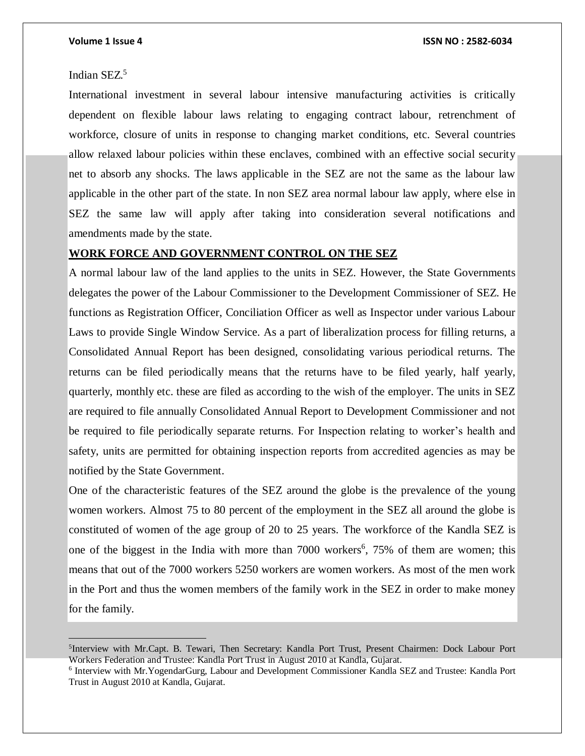Indian SEZ.[5]

International investment in several labour intensive manufacturing activities is critically dependent on flexible labour laws relating to engaging contract labour, retrenchment of workforce, closure of units in response to changing market conditions, etc. Several countries allow relaxed labour policies within these enclaves, combined with an effective social security net to absorb any shocks. The laws applicable in the SEZ are not the same as the labour law applicable in the other part of the state. In non SEZ area normal labour law apply, where else in SEZ the same law will apply after taking into consideration several notifications and amendments made by the state.

## WORK FORCE AND GOVERNMENT CONTROL ON THE SEZ

A normal labour law of the land applies to the units in SEZ. However, the State Governments delegates the power of the Labour Commissioner to the Development Commissioner of SEZ. He functions as Registration Officer, Conciliation Officer as well as Inspector under various Labour Laws to provide Single Window Service. As a part of liberalization process for filling returns, a Consolidated Annual Report has been designed, consolidating various periodical returns. The returns can be filed periodically means that the returns have to be filed yearly, half yearly, quarterly, monthly etc. these are filed as according to the wish of the employer. The units in SEZ are required to file annually Consolidated Annual Report to Development Commissioner and not be required to file periodically separate returns. For Inspection relating to worker's health and safety, units are permitted for obtaining inspection reports from accredited agencies as may be notified by the State Government.

One of the characteristic features of the SEZ around the globe is the prevalence of the young women workers. Almost 75 to 80 percent of the employment in the SEZ all around the globe is constituted of women of the age group of 20 to 25 years. The workforce of the Kandla SEZ is one of the biggest in the India with more than 7000 workers[6], 75% of them are women; this means that out of the 7000 workers 5250 workers are women workers. As most of the men work in the Port and thus the women members of the family work in the SEZ in order to make money for the family.

---

[5] Interview with Mr.Capt. B. Tewari, Then Secretary: Kandla Port Trust, Present Chairmen: Dock Labour Port Workers Federation and Trustee: Kandla Port Trust in August 2010 at Kandla, Gujarat.

[6] Interview with Mr.YogendarGurg, Labour and Development Commissioner Kandla SEZ and Trustee: Kandla Port Trust in August 2010 at Kandla, Gujarat.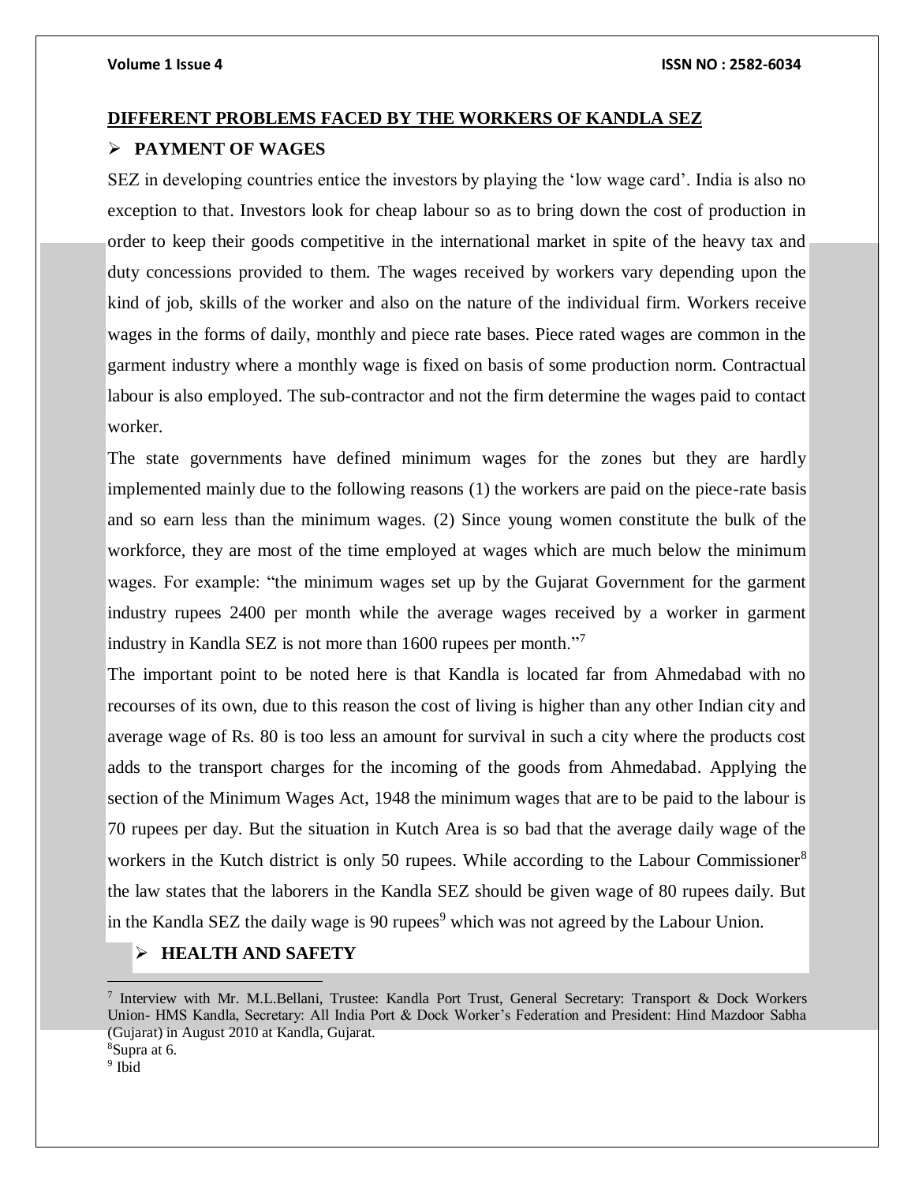## DIFFERENT PROBLEMS FACED BY THE WORKERS OF KANDLA SEZ

### ➢ PAYMENT OF WAGES

SEZ in developing countries entice the investors by playing the 'low wage card'. India is also no exception to that. Investors look for cheap labour so as to bring down the cost of production in order to keep their goods competitive in the international market in spite of the heavy tax and duty concessions provided to them. The wages received by workers vary depending upon the kind of job, skills of the worker and also on the nature of the individual firm. Workers receive wages in the forms of daily, monthly and piece rate bases. Piece rated wages are common in the garment industry where a monthly wage is fixed on basis of some production norm. Contractual labour is also employed. The sub-contractor and not the firm determine the wages paid to contact worker.

The state governments have defined minimum wages for the zones but they are hardly implemented mainly due to the following reasons (1) the workers are paid on the piece-rate basis and so earn less than the minimum wages. (2) Since young women constitute the bulk of the workforce, they are most of the time employed at wages which are much below the minimum wages. For example: "the minimum wages set up by the Gujarat Government for the garment industry rupees 2400 per month while the average wages received by a worker in garment industry in Kandla SEZ is not more than 1600 rupees per month."[7]

The important point to be noted here is that Kandla is located far from Ahmedabad with no recourses of its own, due to this reason the cost of living is higher than any other Indian city and average wage of Rs. 80 is too less an amount for survival in such a city where the products cost adds to the transport charges for the incoming of the goods from Ahmedabad. Applying the section of the Minimum Wages Act, 1948 the minimum wages that are to be paid to the labour is 70 rupees per day. But the situation in Kutch Area is so bad that the average daily wage of the workers in the Kutch district is only 50 rupees. While according to the Labour Commissioner[8] the law states that the laborers in the Kandla SEZ should be given wage of 80 rupees daily. But in the Kandla SEZ the daily wage is 90 rupees[9] which was not agreed by the Labour Union.

### ➢ HEALTH AND SAFETY

---

[7] Interview with Mr. M.L.Bellani, Trustee: Kandla Port Trust, General Secretary: Transport & Dock Workers Union- HMS Kandla, Secretary: All India Port & Dock Worker's Federation and President: Hind Mazdoor Sabha (Gujarat) in August 2010 at Kandla, Gujarat.

[8] Supra at 6.

[9] Ibid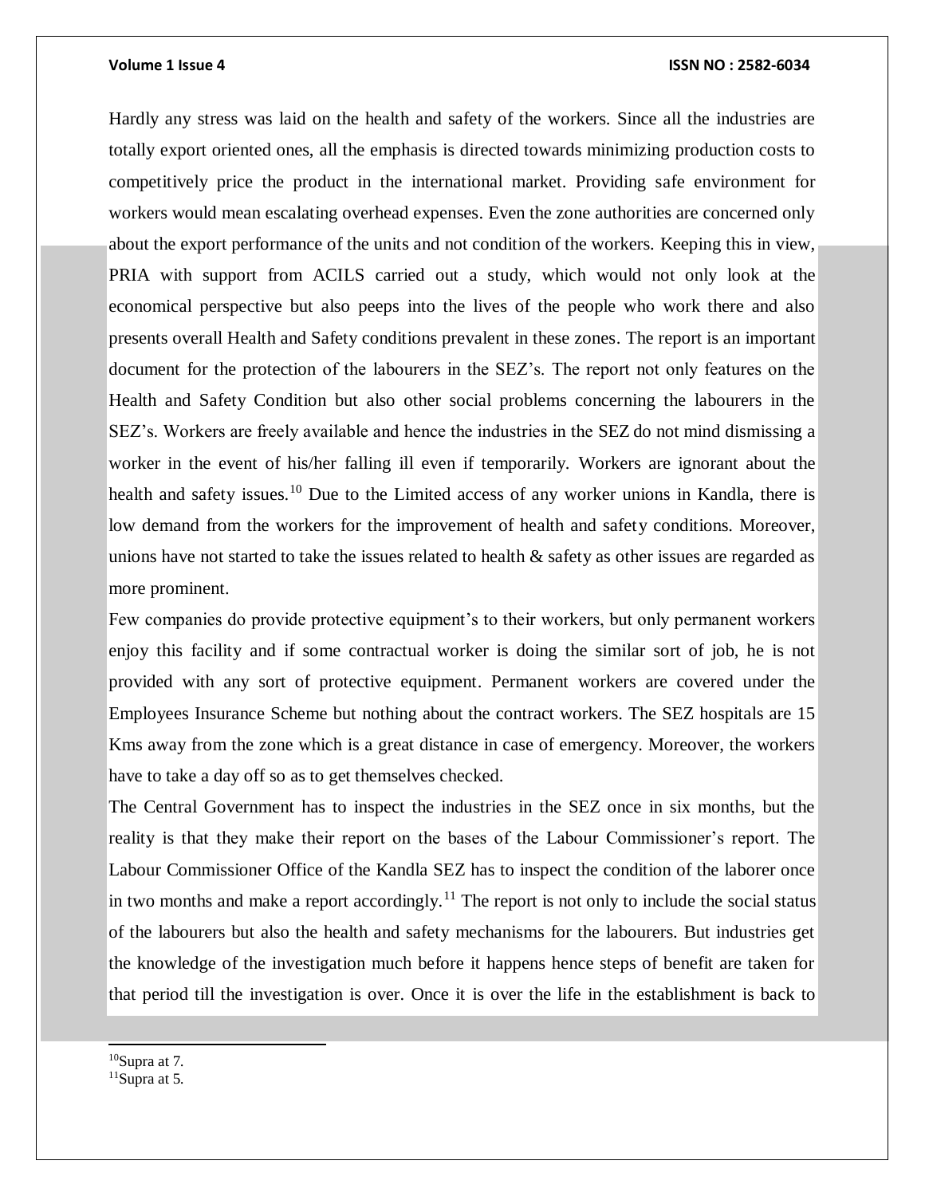Hardly any stress was laid on the health and safety of the workers. Since all the industries are totally export oriented ones, all the emphasis is directed towards minimizing production costs to competitively price the product in the international market. Providing safe environment for workers would mean escalating overhead expenses. Even the zone authorities are concerned only about the export performance of the units and not condition of the workers. Keeping this in view, PRIA with support from ACILS carried out a study, which would not only look at the economical perspective but also peeps into the lives of the people who work there and also presents overall Health and Safety conditions prevalent in these zones. The report is an important document for the protection of the labourers in the SEZ's. The report not only features on the Health and Safety Condition but also other social problems concerning the labourers in the SEZ's. Workers are freely available and hence the industries in the SEZ do not mind dismissing a worker in the event of his/her falling ill even if temporarily. Workers are ignorant about the health and safety issues.[10] Due to the Limited access of any worker unions in Kandla, there is low demand from the workers for the improvement of health and safety conditions. Moreover, unions have not started to take the issues related to health & safety as other issues are regarded as more prominent.

Few companies do provide protective equipment's to their workers, but only permanent workers enjoy this facility and if some contractual worker is doing the similar sort of job, he is not provided with any sort of protective equipment. Permanent workers are covered under the Employees Insurance Scheme but nothing about the contract workers. The SEZ hospitals are 15 Kms away from the zone which is a great distance in case of emergency. Moreover, the workers have to take a day off so as to get themselves checked.

The Central Government has to inspect the industries in the SEZ once in six months, but the reality is that they make their report on the bases of the Labour Commissioner's report. The Labour Commissioner Office of the Kandla SEZ has to inspect the condition of the laborer once in two months and make a report accordingly.[11] The report is not only to include the social status of the labourers but also the health and safety mechanisms for the labourers. But industries get the knowledge of the investigation much before it happens hence steps of benefit are taken for that period till the investigation is over. Once it is over the life in the establishment is back to

---

[10] Supra at 7.

[11] Supra at 5.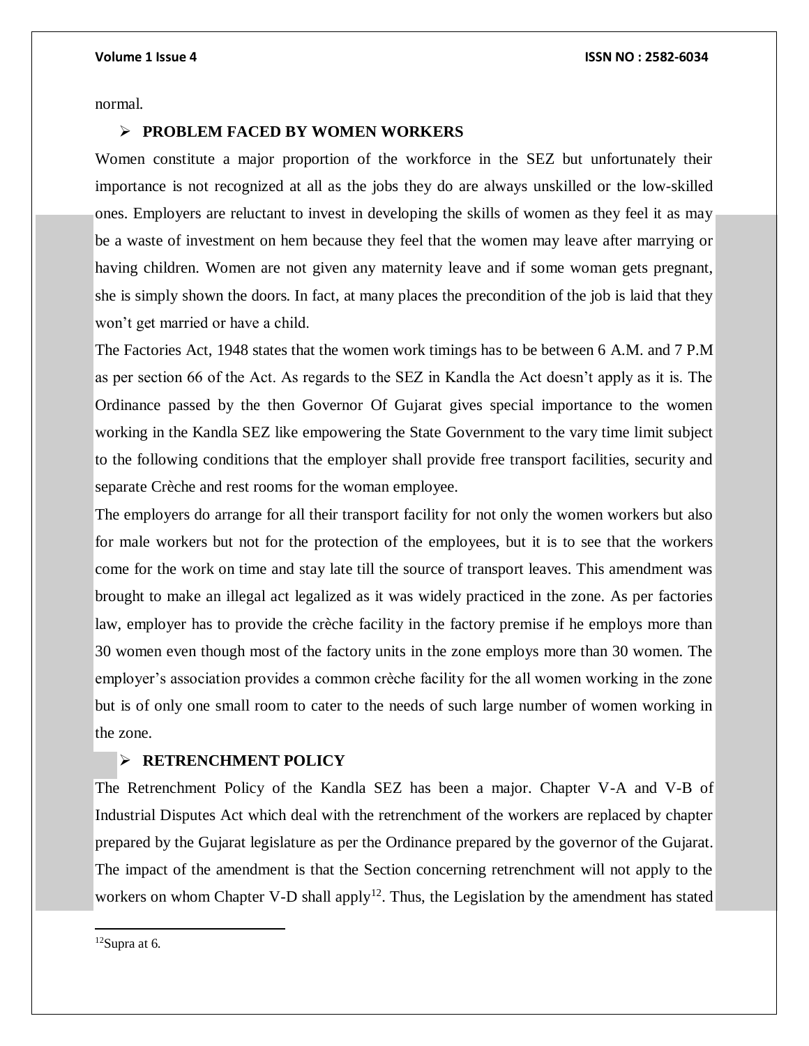normal.

- **PROBLEM FACED BY WOMEN WORKERS**

Women constitute a major proportion of the workforce in the SEZ but unfortunately their importance is not recognized at all as the jobs they do are always unskilled or the low-skilled ones. Employers are reluctant to invest in developing the skills of women as they feel it as may be a waste of investment on hem because they feel that the women may leave after marrying or having children. Women are not given any maternity leave and if some woman gets pregnant, she is simply shown the doors. In fact, at many places the precondition of the job is laid that they won't get married or have a child.

The Factories Act, 1948 states that the women work timings has to be between 6 A.M. and 7 P.M as per section 66 of the Act. As regards to the SEZ in Kandla the Act doesn't apply as it is. The Ordinance passed by the then Governor Of Gujarat gives special importance to the women working in the Kandla SEZ like empowering the State Government to the vary time limit subject to the following conditions that the employer shall provide free transport facilities, security and separate Crèche and rest rooms for the woman employee.

The employers do arrange for all their transport facility for not only the women workers but also for male workers but not for the protection of the employees, but it is to see that the workers come for the work on time and stay late till the source of transport leaves. This amendment was brought to make an illegal act legalized as it was widely practiced in the zone. As per factories law, employer has to provide the crèche facility in the factory premise if he employs more than 30 women even though most of the factory units in the zone employs more than 30 women. The employer's association provides a common crèche facility for the all women working in the zone but is of only one small room to cater to the needs of such large number of women working in the zone.

- **RETRENCHMENT POLICY**

The Retrenchment Policy of the Kandla SEZ has been a major. Chapter V-A and V-B of Industrial Disputes Act which deal with the retrenchment of the workers are replaced by chapter prepared by the Gujarat legislature as per the Ordinance prepared by the governor of the Gujarat. The impact of the amendment is that the Section concerning retrenchment will not apply to the workers on whom Chapter V-D shall apply[12]. Thus, the Legislation by the amendment has stated

[12] Supra at 6.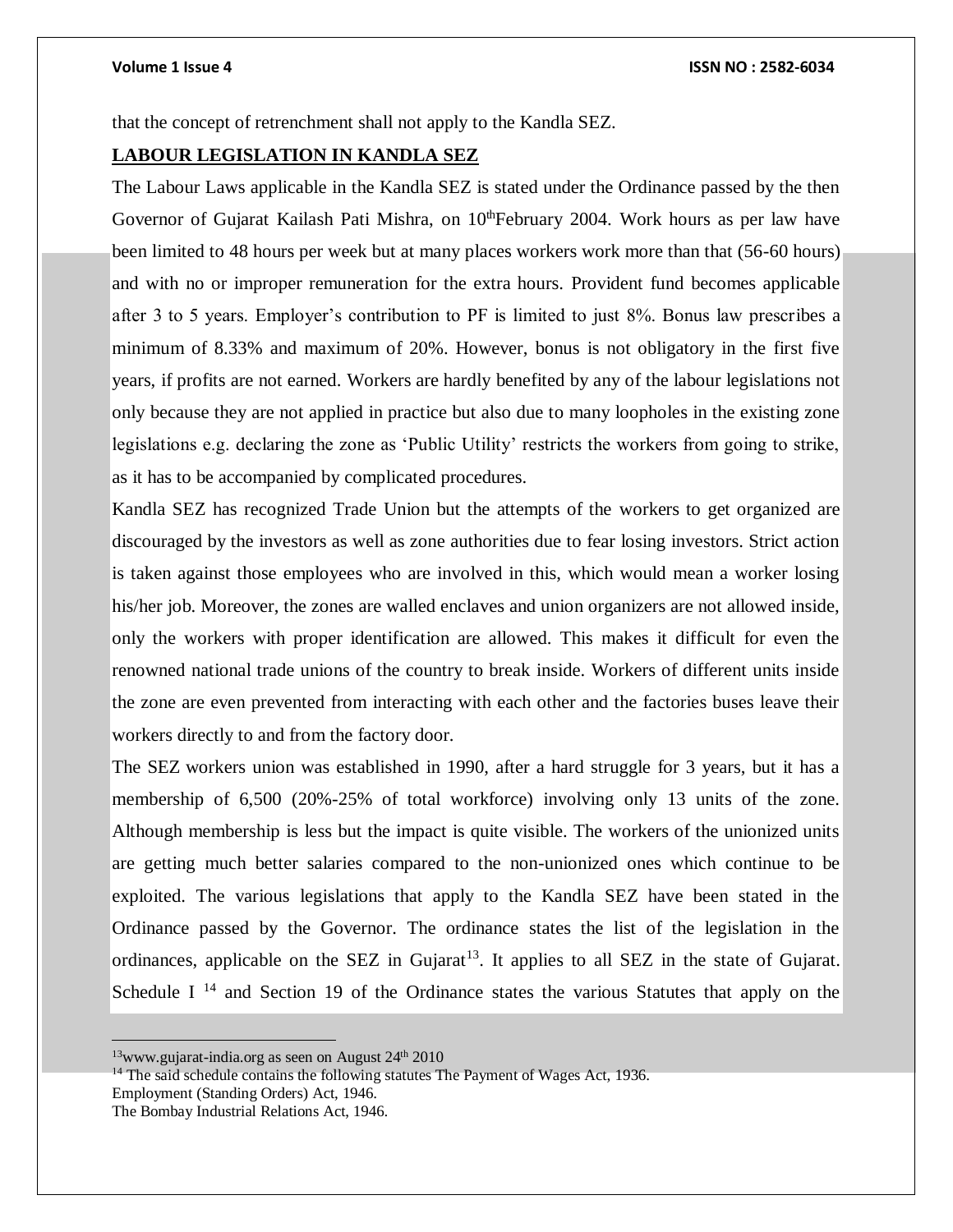that the concept of retrenchment shall not apply to the Kandla SEZ.

## LABOUR LEGISLATION IN KANDLA SEZ

The Labour Laws applicable in the Kandla SEZ is stated under the Ordinance passed by the then Governor of Gujarat Kailash Pati Mishra, on 10thFebruary 2004. Work hours as per law have been limited to 48 hours per week but at many places workers work more than that (56-60 hours) and with no or improper remuneration for the extra hours. Provident fund becomes applicable after 3 to 5 years. Employer's contribution to PF is limited to just 8%. Bonus law prescribes a minimum of 8.33% and maximum of 20%. However, bonus is not obligatory in the first five years, if profits are not earned. Workers are hardly benefited by any of the labour legislations not only because they are not applied in practice but also due to many loopholes in the existing zone legislations e.g. declaring the zone as 'Public Utility' restricts the workers from going to strike, as it has to be accompanied by complicated procedures.

Kandla SEZ has recognized Trade Union but the attempts of the workers to get organized are discouraged by the investors as well as zone authorities due to fear losing investors. Strict action is taken against those employees who are involved in this, which would mean a worker losing his/her job. Moreover, the zones are walled enclaves and union organizers are not allowed inside, only the workers with proper identification are allowed. This makes it difficult for even the renowned national trade unions of the country to break inside. Workers of different units inside the zone are even prevented from interacting with each other and the factories buses leave their workers directly to and from the factory door.

The SEZ workers union was established in 1990, after a hard struggle for 3 years, but it has a membership of 6,500 (20%-25% of total workforce) involving only 13 units of the zone. Although membership is less but the impact is quite visible. The workers of the unionized units are getting much better salaries compared to the non-unionized ones which continue to be exploited. The various legislations that apply to the Kandla SEZ have been stated in the Ordinance passed by the Governor. The ordinance states the list of the legislation in the ordinances, applicable on the SEZ in Gujarat[13]. It applies to all SEZ in the state of Gujarat. Schedule I [14] and Section 19 of the Ordinance states the various Statutes that apply on the

---

[13] www.gujarat-india.org as seen on August 24th 2010

[14] The said schedule contains the following statutes The Payment of Wages Act, 1936.
Employment (Standing Orders) Act, 1946.
The Bombay Industrial Relations Act, 1946.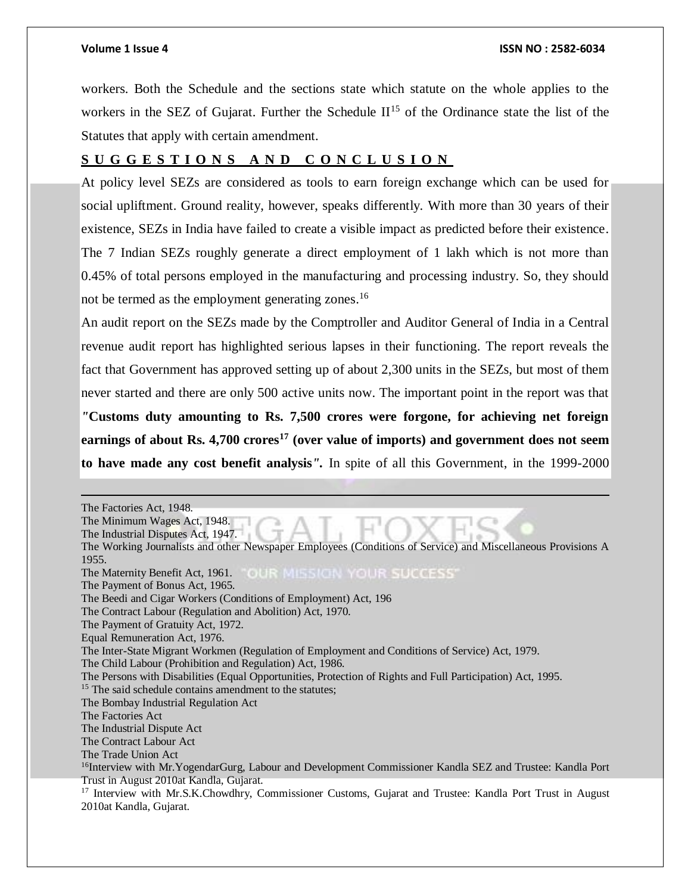workers. Both the Schedule and the sections state which statute on the whole applies to the workers in the SEZ of Gujarat. Further the Schedule II[15] of the Ordinance state the list of the Statutes that apply with certain amendment.

## SUGGESTIONS AND CONCLUSION

At policy level SEZs are considered as tools to earn foreign exchange which can be used for social upliftment. Ground reality, however, speaks differently. With more than 30 years of their existence, SEZs in India have failed to create a visible impact as predicted before their existence. The 7 Indian SEZs roughly generate a direct employment of 1 lakh which is not more than 0.45% of total persons employed in the manufacturing and processing industry. So, they should not be termed as the employment generating zones.[16]

An audit report on the SEZs made by the Comptroller and Auditor General of India in a Central revenue audit report has highlighted serious lapses in their functioning. The report reveals the fact that Government has approved setting up of about 2,300 units in the SEZs, but most of them never started and there are only 500 active units now. The important point in the report was that ***"*Customs duty amounting to Rs. 7,500 crores were forgone, for achieving net foreign earnings of about Rs. 4,700 crores[17] (over value of imports) and government does not seem to have made any cost benefit analysis*"*.** In spite of all this Government, in the 1999-2000

---

The Factories Act, 1948.
The Minimum Wages Act, 1948.
The Industrial Disputes Act, 1947.
The Working Journalists and other Newspaper Employees (Conditions of Service) and Miscellaneous Provisions A 1955.
The Maternity Benefit Act, 1961.
The Payment of Bonus Act, 1965.
The Beedi and Cigar Workers (Conditions of Employment) Act, 196
The Contract Labour (Regulation and Abolition) Act, 1970.
The Payment of Gratuity Act, 1972.
Equal Remuneration Act, 1976.
The Inter-State Migrant Workmen (Regulation of Employment and Conditions of Service) Act, 1979.
The Child Labour (Prohibition and Regulation) Act, 1986.
The Persons with Disabilities (Equal Opportunities, Protection of Rights and Full Participation) Act, 1995.

[15] The said schedule contains amendment to the statutes;
The Bombay Industrial Regulation Act
The Factories Act
The Industrial Dispute Act
The Contract Labour Act
The Trade Union Act

[16] Interview with Mr.YogendarGurg, Labour and Development Commissioner Kandla SEZ and Trustee: Kandla Port Trust in August 2010at Kandla, Gujarat.

[17] Interview with Mr.S.K.Chowdhry, Commissioner Customs, Gujarat and Trustee: Kandla Port Trust in August 2010at Kandla, Gujarat.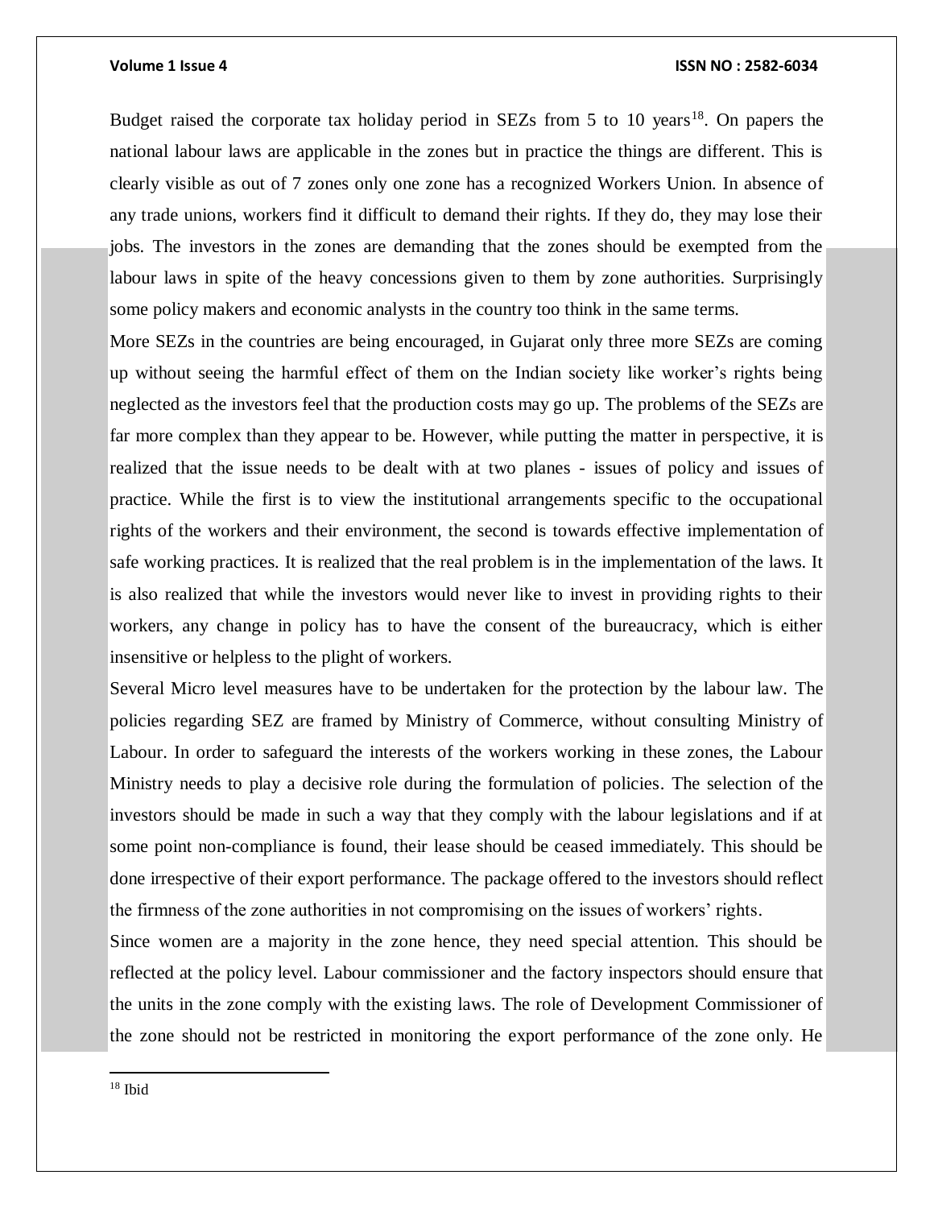Budget raised the corporate tax holiday period in SEZs from 5 to 10 years[18]. On papers the national labour laws are applicable in the zones but in practice the things are different. This is clearly visible as out of 7 zones only one zone has a recognized Workers Union. In absence of any trade unions, workers find it difficult to demand their rights. If they do, they may lose their jobs. The investors in the zones are demanding that the zones should be exempted from the labour laws in spite of the heavy concessions given to them by zone authorities. Surprisingly some policy makers and economic analysts in the country too think in the same terms.

More SEZs in the countries are being encouraged, in Gujarat only three more SEZs are coming up without seeing the harmful effect of them on the Indian society like worker's rights being neglected as the investors feel that the production costs may go up. The problems of the SEZs are far more complex than they appear to be. However, while putting the matter in perspective, it is realized that the issue needs to be dealt with at two planes - issues of policy and issues of practice. While the first is to view the institutional arrangements specific to the occupational rights of the workers and their environment, the second is towards effective implementation of safe working practices. It is realized that the real problem is in the implementation of the laws. It is also realized that while the investors would never like to invest in providing rights to their workers, any change in policy has to have the consent of the bureaucracy, which is either insensitive or helpless to the plight of workers.

Several Micro level measures have to be undertaken for the protection by the labour law. The policies regarding SEZ are framed by Ministry of Commerce, without consulting Ministry of Labour. In order to safeguard the interests of the workers working in these zones, the Labour Ministry needs to play a decisive role during the formulation of policies. The selection of the investors should be made in such a way that they comply with the labour legislations and if at some point non-compliance is found, their lease should be ceased immediately. This should be done irrespective of their export performance. The package offered to the investors should reflect the firmness of the zone authorities in not compromising on the issues of workers' rights.

Since women are a majority in the zone hence, they need special attention. This should be reflected at the policy level. Labour commissioner and the factory inspectors should ensure that the units in the zone comply with the existing laws. The role of Development Commissioner of the zone should not be restricted in monitoring the export performance of the zone only. He

---

[18] Ibid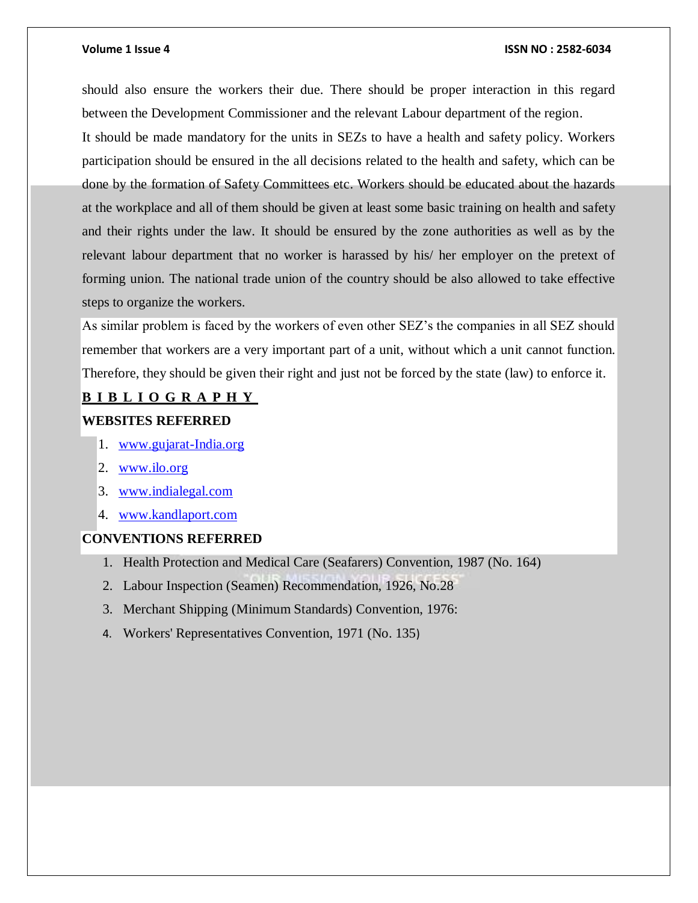should also ensure the workers their due. There should be proper interaction in this regard between the Development Commissioner and the relevant Labour department of the region.

It should be made mandatory for the units in SEZs to have a health and safety policy. Workers participation should be ensured in the all decisions related to the health and safety, which can be done by the formation of Safety Committees etc. Workers should be educated about the hazards at the workplace and all of them should be given at least some basic training on health and safety and their rights under the law. It should be ensured by the zone authorities as well as by the relevant labour department that no worker is harassed by his/ her employer on the pretext of forming union. The national trade union of the country should be also allowed to take effective steps to organize the workers.

As similar problem is faced by the workers of even other SEZ's the companies in all SEZ should remember that workers are a very important part of a unit, without which a unit cannot function. Therefore, they should be given their right and just not be forced by the state (law) to enforce it.

## B I B L I O G R A P H Y

### WEBSITES REFERRED

1. www.gujarat-India.org
2. www.ilo.org
3. www.indialegal.com
4. www.kandlaport.com

### CONVENTIONS REFERRED

1. Health Protection and Medical Care (Seafarers) Convention, 1987 (No. 164)
2. Labour Inspection (Seamen) Recommendation, 1926, No.28
3. Merchant Shipping (Minimum Standards) Convention, 1976:
4. Workers' Representatives Convention, 1971 (No. 135)